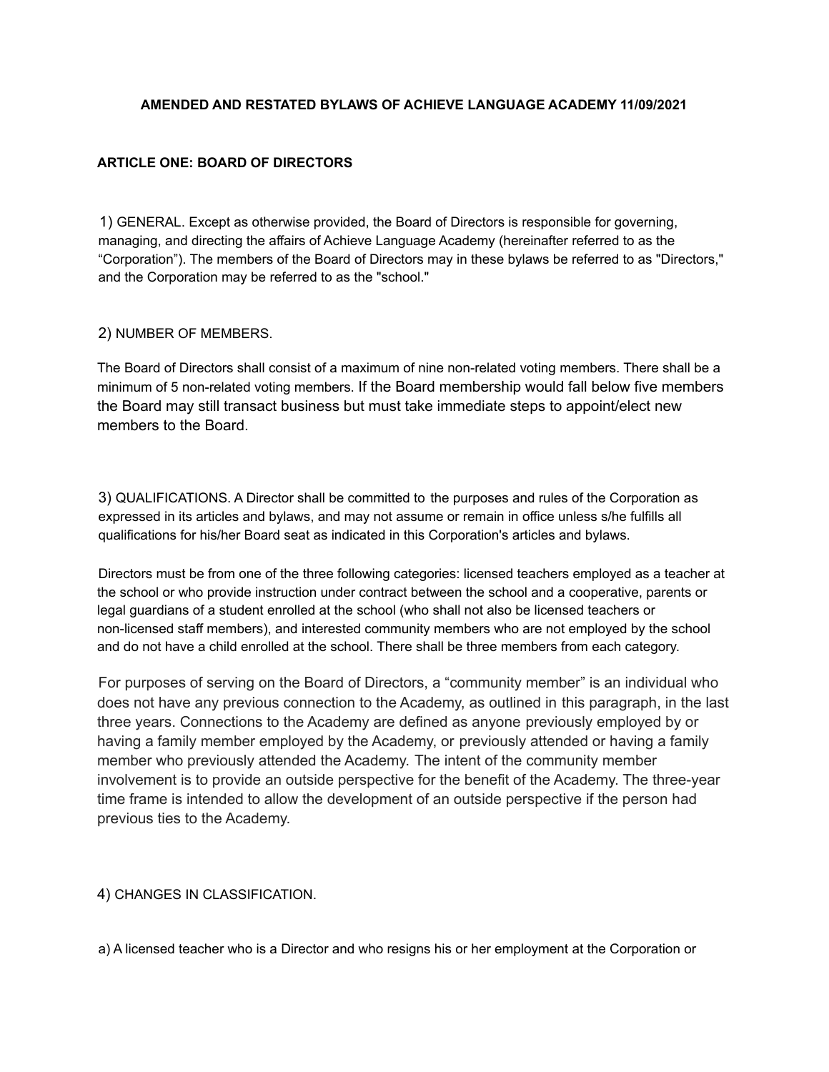# AMENDED AND RESTATED BYLAWS OF ACHIEVE LANGUAGE ACADEMY 11/09/2021

## ARTICLE ONE: BOARD OF DIRECTORS

1) GENERAL. Except as otherwise provided, the Board of Directors is responsible for governing, managing, and directing the affairs of Achieve Language Academy (hereinafter referred to as the "Corporation"). The members of the Board of Directors may in these bylaws be referred to as "Directors," and the Corporation may be referred to as the "school."

2) NUMBER OF MEMBERS.

The Board of Directors shall consist of a maximum of nine non-related voting members. There shall be a minimum of 5 non-related voting members. If the Board membership would fall below five members the Board may still transact business but must take immediate steps to appoint/elect new members to the Board.

3) QUALIFICATIONS. A Director shall be committed to the purposes and rules of the Corporation as expressed in its articles and bylaws, and may not assume or remain in office unless s/he fulfills all qualifications for his/her Board seat as indicated in this Corporation's articles and bylaws.

Directors must be from one of the three following categories: licensed teachers employed as a teacher at the school or who provide instruction under contract between the school and a cooperative, parents or legal guardians of a student enrolled at the school (who shall not also be licensed teachers or non-licensed staff members), and interested community members who are not employed by the school and do not have a child enrolled at the school. There shall be three members from each category.

For purposes of serving on the Board of Directors, a "community member" is an individual who does not have any previous connection to the Academy, as outlined in this paragraph, in the last three years. Connections to the Academy are defined as anyone previously employed by or having a family member employed by the Academy, or previously attended or having a family member who previously attended the Academy. The intent of the community member involvement is to provide an outside perspective for the benefit of the Academy. The three-year time frame is intended to allow the development of an outside perspective if the person had previous ties to the Academy.

4) CHANGES IN CLASSIFICATION.

a) A licensed teacher who is a Director and who resigns his or her employment at the Corporation or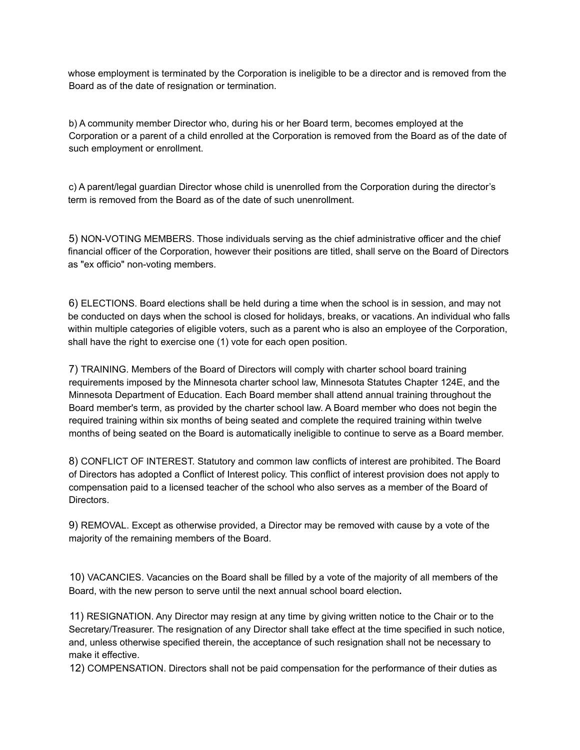whose employment is terminated by the Corporation is ineligible to be a director and is removed from the Board as of the date of resignation or termination.

b) A community member Director who, during his or her Board term, becomes employed at the Corporation or a parent of a child enrolled at the Corporation is removed from the Board as of the date of such employment or enrollment.

c) A parent/legal guardian Director whose child is unenrolled from the Corporation during the director's term is removed from the Board as of the date of such unenrollment.

5) NON-VOTING MEMBERS. Those individuals serving as the chief administrative officer and the chief financial officer of the Corporation, however their positions are titled, shall serve on the Board of Directors as "ex officio" non-voting members.

6) ELECTIONS. Board elections shall be held during a time when the school is in session, and may not be conducted on days when the school is closed for holidays, breaks, or vacations. An individual who falls within multiple categories of eligible voters, such as a parent who is also an employee of the Corporation, shall have the right to exercise one (1) vote for each open position.

7) TRAINING. Members of the Board of Directors will comply with charter school board training requirements imposed by the Minnesota charter school law, Minnesota Statutes Chapter 124E, and the Minnesota Department of Education. Each Board member shall attend annual training throughout the Board member's term, as provided by the charter school law. A Board member who does not begin the required training within six months of being seated and complete the required training within twelve months of being seated on the Board is automatically ineligible to continue to serve as a Board member.

8) CONFLICT OF INTEREST. Statutory and common law conflicts of interest are prohibited. The Board of Directors has adopted a Conflict of Interest policy. This conflict of interest provision does not apply to compensation paid to a licensed teacher of the school who also serves as a member of the Board of Directors.

9) REMOVAL. Except as otherwise provided, a Director may be removed with cause by a vote of the majority of the remaining members of the Board.

10) VACANCIES. Vacancies on the Board shall be filled by a vote of the majority of all members of the Board, with the new person to serve until the next annual school board election**.**

11) RESIGNATION. Any Director may resign at any time by giving written notice to the Chair or to the Secretary/Treasurer. The resignation of any Director shall take effect at the time specified in such notice, and, unless otherwise specified therein, the acceptance of such resignation shall not be necessary to make it effective.

12) COMPENSATION. Directors shall not be paid compensation for the performance of their duties as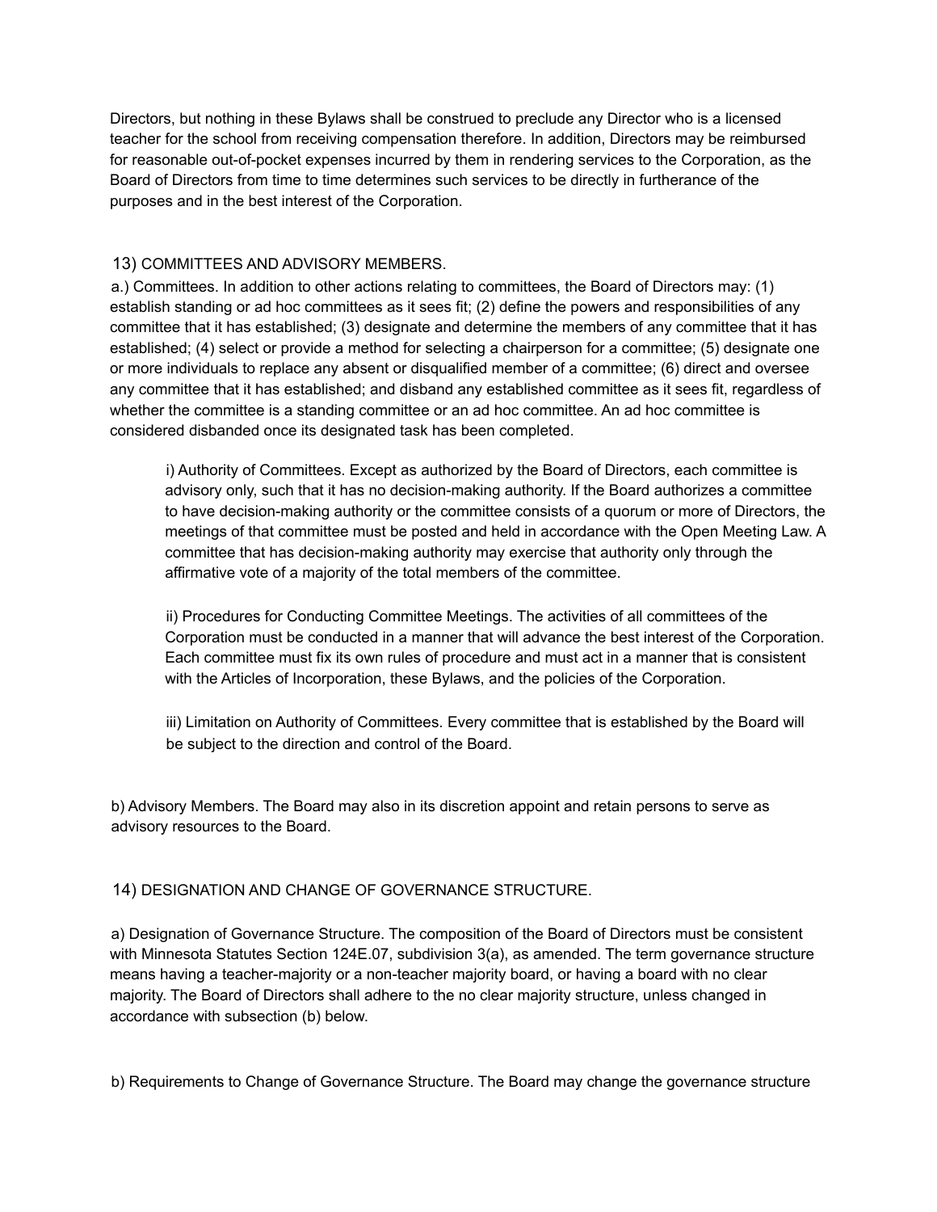Directors, but nothing in these Bylaws shall be construed to preclude any Director who is a licensed teacher for the school from receiving compensation therefore. In addition, Directors may be reimbursed for reasonable out-of-pocket expenses incurred by them in rendering services to the Corporation, as the Board of Directors from time to time determines such services to be directly in furtherance of the purposes and in the best interest of the Corporation.

## 13) COMMITTEES AND ADVISORY MEMBERS.

a.) Committees. In addition to other actions relating to committees, the Board of Directors may: (1) establish standing or ad hoc committees as it sees fit; (2) define the powers and responsibilities of any committee that it has established; (3) designate and determine the members of any committee that it has established; (4) select or provide a method for selecting a chairperson for a committee; (5) designate one or more individuals to replace any absent or disqualified member of a committee; (6) direct and oversee any committee that it has established; and disband any established committee as it sees fit, regardless of whether the committee is a standing committee or an ad hoc committee. An ad hoc committee is considered disbanded once its designated task has been completed.

> i) Authority of Committees. Except as authorized by the Board of Directors, each committee is advisory only, such that it has no decision-making authority. If the Board authorizes a committee to have decision-making authority or the committee consists of a quorum or more of Directors, the meetings of that committee must be posted and held in accordance with the Open Meeting Law. A committee that has decision-making authority may exercise that authority only through the affirmative vote of a majority of the total members of the committee.
>
> ii) Procedures for Conducting Committee Meetings. The activities of all committees of the Corporation must be conducted in a manner that will advance the best interest of the Corporation. Each committee must fix its own rules of procedure and must act in a manner that is consistent with the Articles of Incorporation, these Bylaws, and the policies of the Corporation.
>
> iii) Limitation on Authority of Committees. Every committee that is established by the Board will be subject to the direction and control of the Board.

b) Advisory Members. The Board may also in its discretion appoint and retain persons to serve as advisory resources to the Board.

## 14) DESIGNATION AND CHANGE OF GOVERNANCE STRUCTURE.

a) Designation of Governance Structure. The composition of the Board of Directors must be consistent with Minnesota Statutes Section 124E.07, subdivision 3(a), as amended. The term governance structure means having a teacher-majority or a non-teacher majority board, or having a board with no clear majority. The Board of Directors shall adhere to the no clear majority structure, unless changed in accordance with subsection (b) below.

b) Requirements to Change of Governance Structure. The Board may change the governance structure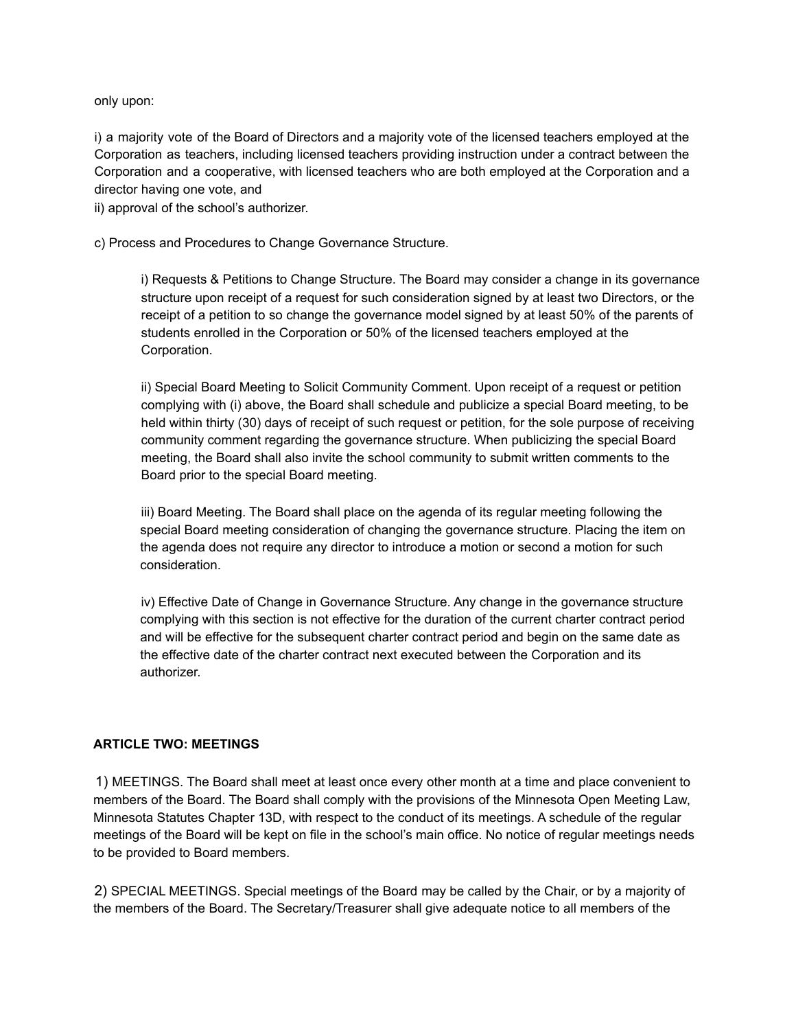only upon:

i) a majority vote of the Board of Directors and a majority vote of the licensed teachers employed at the Corporation as teachers, including licensed teachers providing instruction under a contract between the Corporation and a cooperative, with licensed teachers who are both employed at the Corporation and a director having one vote, and
ii) approval of the school's authorizer.

c) Process and Procedures to Change Governance Structure.

> i) Requests & Petitions to Change Structure. The Board may consider a change in its governance structure upon receipt of a request for such consideration signed by at least two Directors, or the receipt of a petition to so change the governance model signed by at least 50% of the parents of students enrolled in the Corporation or 50% of the licensed teachers employed at the Corporation.
>
> ii) Special Board Meeting to Solicit Community Comment. Upon receipt of a request or petition complying with (i) above, the Board shall schedule and publicize a special Board meeting, to be held within thirty (30) days of receipt of such request or petition, for the sole purpose of receiving community comment regarding the governance structure. When publicizing the special Board meeting, the Board shall also invite the school community to submit written comments to the Board prior to the special Board meeting.
>
> iii) Board Meeting. The Board shall place on the agenda of its regular meeting following the special Board meeting consideration of changing the governance structure. Placing the item on the agenda does not require any director to introduce a motion or second a motion for such consideration.
>
> iv) Effective Date of Change in Governance Structure. Any change in the governance structure complying with this section is not effective for the duration of the current charter contract period and will be effective for the subsequent charter contract period and begin on the same date as the effective date of the charter contract next executed between the Corporation and its authorizer.

**ARTICLE TWO: MEETINGS**

1) MEETINGS. The Board shall meet at least once every other month at a time and place convenient to members of the Board. The Board shall comply with the provisions of the Minnesota Open Meeting Law, Minnesota Statutes Chapter 13D, with respect to the conduct of its meetings. A schedule of the regular meetings of the Board will be kept on file in the school's main office. No notice of regular meetings needs to be provided to Board members.

2) SPECIAL MEETINGS. Special meetings of the Board may be called by the Chair, or by a majority of the members of the Board. The Secretary/Treasurer shall give adequate notice to all members of the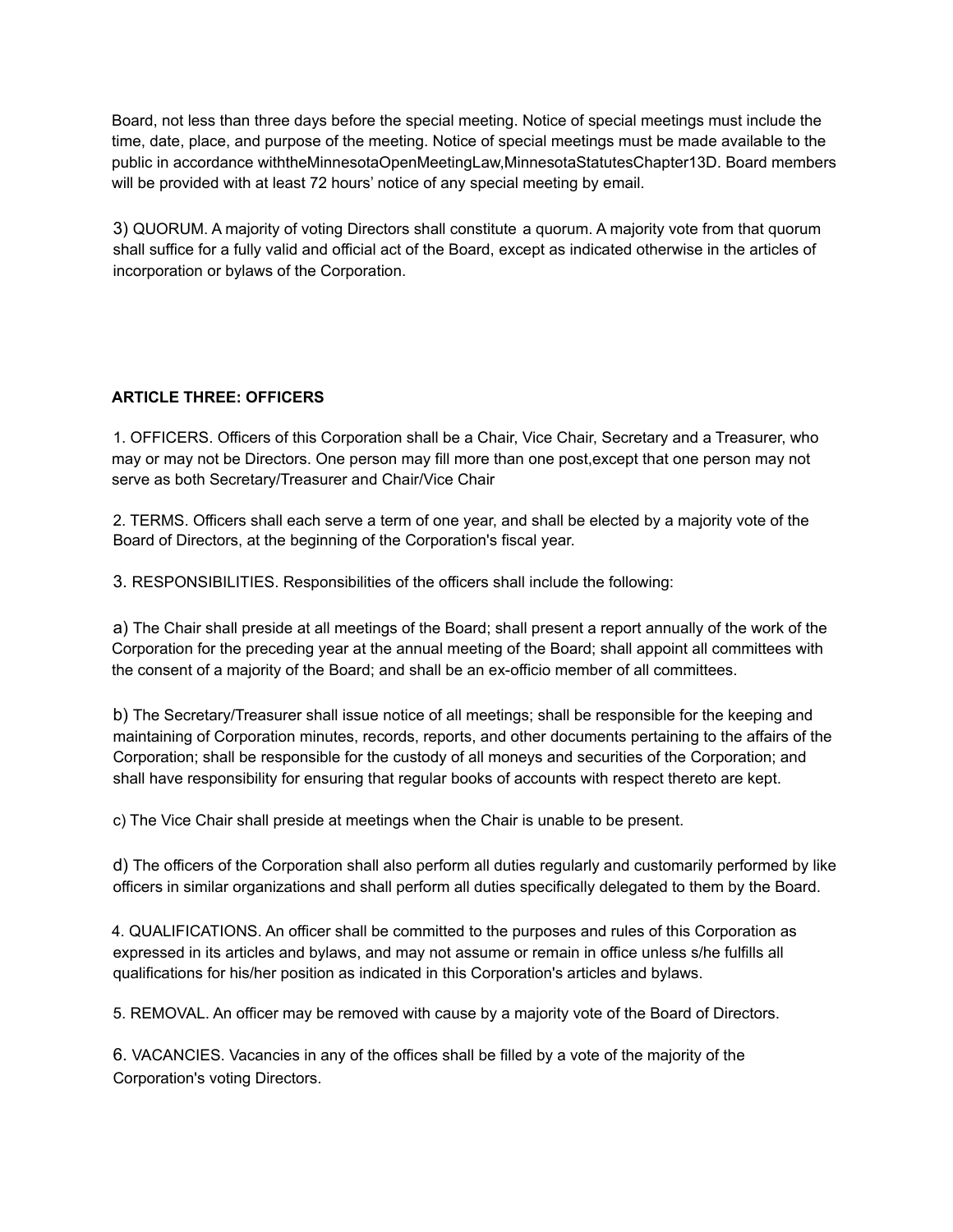Board, not less than three days before the special meeting. Notice of special meetings must include the time, date, place, and purpose of the meeting. Notice of special meetings must be made available to the public in accordance withtheMinnesotaOpenMeetingLaw,MinnesotaStatutesChapter13D. Board members will be provided with at least 72 hours' notice of any special meeting by email.

3) QUORUM. A majority of voting Directors shall constitute a quorum. A majority vote from that quorum shall suffice for a fully valid and official act of the Board, except as indicated otherwise in the articles of incorporation or bylaws of the Corporation.

**ARTICLE THREE: OFFICERS**

1. OFFICERS. Officers of this Corporation shall be a Chair, Vice Chair, Secretary and a Treasurer, who may or may not be Directors. One person may fill more than one post,except that one person may not serve as both Secretary/Treasurer and Chair/Vice Chair

2. TERMS. Officers shall each serve a term of one year, and shall be elected by a majority vote of the Board of Directors, at the beginning of the Corporation's fiscal year.

3. RESPONSIBILITIES. Responsibilities of the officers shall include the following:

a) The Chair shall preside at all meetings of the Board; shall present a report annually of the work of the Corporation for the preceding year at the annual meeting of the Board; shall appoint all committees with the consent of a majority of the Board; and shall be an ex-officio member of all committees.

b) The Secretary/Treasurer shall issue notice of all meetings; shall be responsible for the keeping and maintaining of Corporation minutes, records, reports, and other documents pertaining to the affairs of the Corporation; shall be responsible for the custody of all moneys and securities of the Corporation; and shall have responsibility for ensuring that regular books of accounts with respect thereto are kept.

c) The Vice Chair shall preside at meetings when the Chair is unable to be present.

d) The officers of the Corporation shall also perform all duties regularly and customarily performed by like officers in similar organizations and shall perform all duties specifically delegated to them by the Board.

4. QUALIFICATIONS. An officer shall be committed to the purposes and rules of this Corporation as expressed in its articles and bylaws, and may not assume or remain in office unless s/he fulfills all qualifications for his/her position as indicated in this Corporation's articles and bylaws.

5. REMOVAL. An officer may be removed with cause by a majority vote of the Board of Directors.

6. VACANCIES. Vacancies in any of the offices shall be filled by a vote of the majority of the Corporation's voting Directors.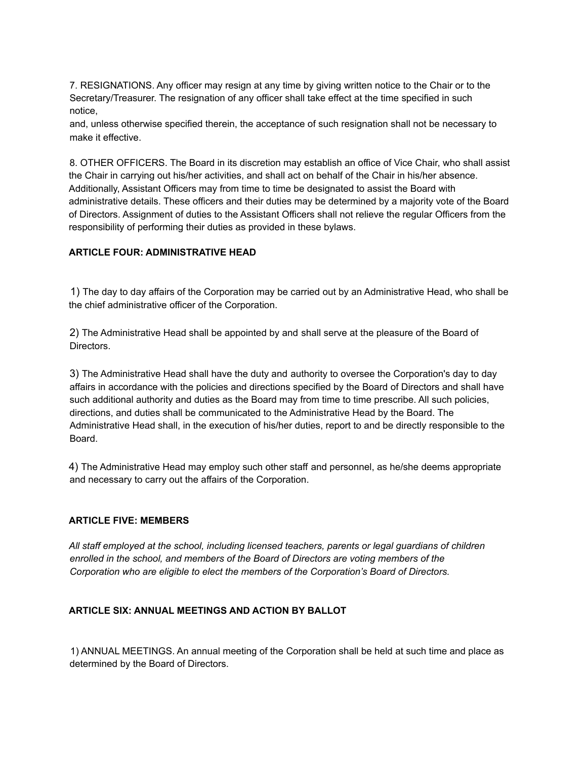7. RESIGNATIONS. Any officer may resign at any time by giving written notice to the Chair or to the Secretary/Treasurer. The resignation of any officer shall take effect at the time specified in such notice,
and, unless otherwise specified therein, the acceptance of such resignation shall not be necessary to make it effective.

8. OTHER OFFICERS. The Board in its discretion may establish an office of Vice Chair, who shall assist the Chair in carrying out his/her activities, and shall act on behalf of the Chair in his/her absence. Additionally, Assistant Officers may from time to time be designated to assist the Board with administrative details. These officers and their duties may be determined by a majority vote of the Board of Directors. Assignment of duties to the Assistant Officers shall not relieve the regular Officers from the responsibility of performing their duties as provided in these bylaws.

**ARTICLE FOUR: ADMINISTRATIVE HEAD**

1) The day to day affairs of the Corporation may be carried out by an Administrative Head, who shall be the chief administrative officer of the Corporation.

2) The Administrative Head shall be appointed by and shall serve at the pleasure of the Board of Directors.

3) The Administrative Head shall have the duty and authority to oversee the Corporation's day to day affairs in accordance with the policies and directions specified by the Board of Directors and shall have such additional authority and duties as the Board may from time to time prescribe. All such policies, directions, and duties shall be communicated to the Administrative Head by the Board. The Administrative Head shall, in the execution of his/her duties, report to and be directly responsible to the Board.

4) The Administrative Head may employ such other staff and personnel, as he/she deems appropriate and necessary to carry out the affairs of the Corporation.

**ARTICLE FIVE: MEMBERS**

*All staff employed at the school, including licensed teachers, parents or legal guardians of children enrolled in the school, and members of the Board of Directors are voting members of the Corporation who are eligible to elect the members of the Corporation's Board of Directors.*

**ARTICLE SIX: ANNUAL MEETINGS AND ACTION BY BALLOT**

1) ANNUAL MEETINGS. An annual meeting of the Corporation shall be held at such time and place as determined by the Board of Directors.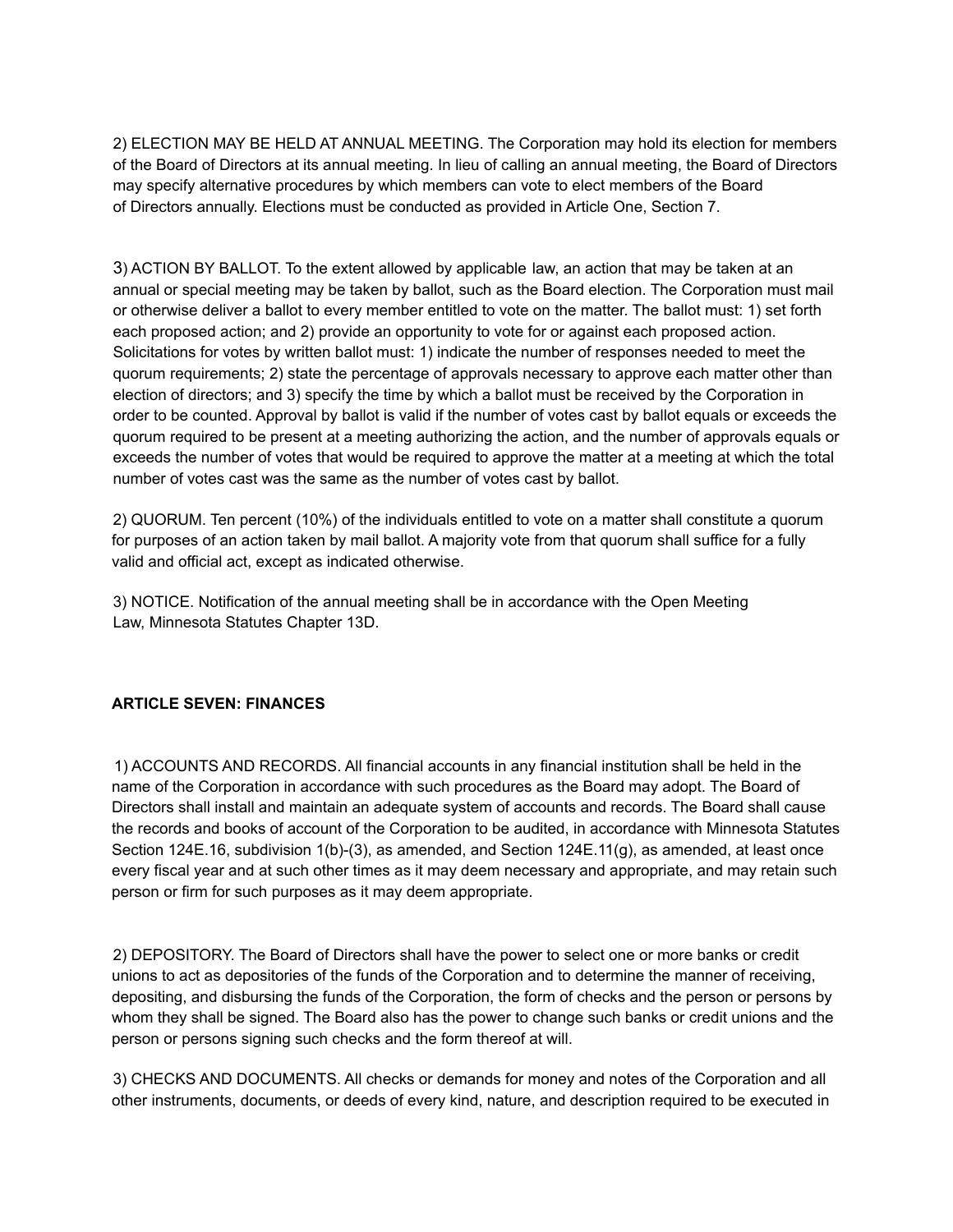2) ELECTION MAY BE HELD AT ANNUAL MEETING. The Corporation may hold its election for members of the Board of Directors at its annual meeting. In lieu of calling an annual meeting, the Board of Directors may specify alternative procedures by which members can vote to elect members of the Board of Directors annually. Elections must be conducted as provided in Article One, Section 7.

3) ACTION BY BALLOT. To the extent allowed by applicable law, an action that may be taken at an annual or special meeting may be taken by ballot, such as the Board election. The Corporation must mail or otherwise deliver a ballot to every member entitled to vote on the matter. The ballot must: 1) set forth each proposed action; and 2) provide an opportunity to vote for or against each proposed action. Solicitations for votes by written ballot must: 1) indicate the number of responses needed to meet the quorum requirements; 2) state the percentage of approvals necessary to approve each matter other than election of directors; and 3) specify the time by which a ballot must be received by the Corporation in order to be counted. Approval by ballot is valid if the number of votes cast by ballot equals or exceeds the quorum required to be present at a meeting authorizing the action, and the number of approvals equals or exceeds the number of votes that would be required to approve the matter at a meeting at which the total number of votes cast was the same as the number of votes cast by ballot.

2) QUORUM. Ten percent (10%) of the individuals entitled to vote on a matter shall constitute a quorum for purposes of an action taken by mail ballot. A majority vote from that quorum shall suffice for a fully valid and official act, except as indicated otherwise.

3) NOTICE. Notification of the annual meeting shall be in accordance with the Open Meeting Law, Minnesota Statutes Chapter 13D.

**ARTICLE SEVEN: FINANCES**

1) ACCOUNTS AND RECORDS. All financial accounts in any financial institution shall be held in the name of the Corporation in accordance with such procedures as the Board may adopt. The Board of Directors shall install and maintain an adequate system of accounts and records. The Board shall cause the records and books of account of the Corporation to be audited, in accordance with Minnesota Statutes Section 124E.16, subdivision 1(b)-(3), as amended, and Section 124E.11(g), as amended, at least once every fiscal year and at such other times as it may deem necessary and appropriate, and may retain such person or firm for such purposes as it may deem appropriate.

2) DEPOSITORY. The Board of Directors shall have the power to select one or more banks or credit unions to act as depositories of the funds of the Corporation and to determine the manner of receiving, depositing, and disbursing the funds of the Corporation, the form of checks and the person or persons by whom they shall be signed. The Board also has the power to change such banks or credit unions and the person or persons signing such checks and the form thereof at will.

3) CHECKS AND DOCUMENTS. All checks or demands for money and notes of the Corporation and all other instruments, documents, or deeds of every kind, nature, and description required to be executed in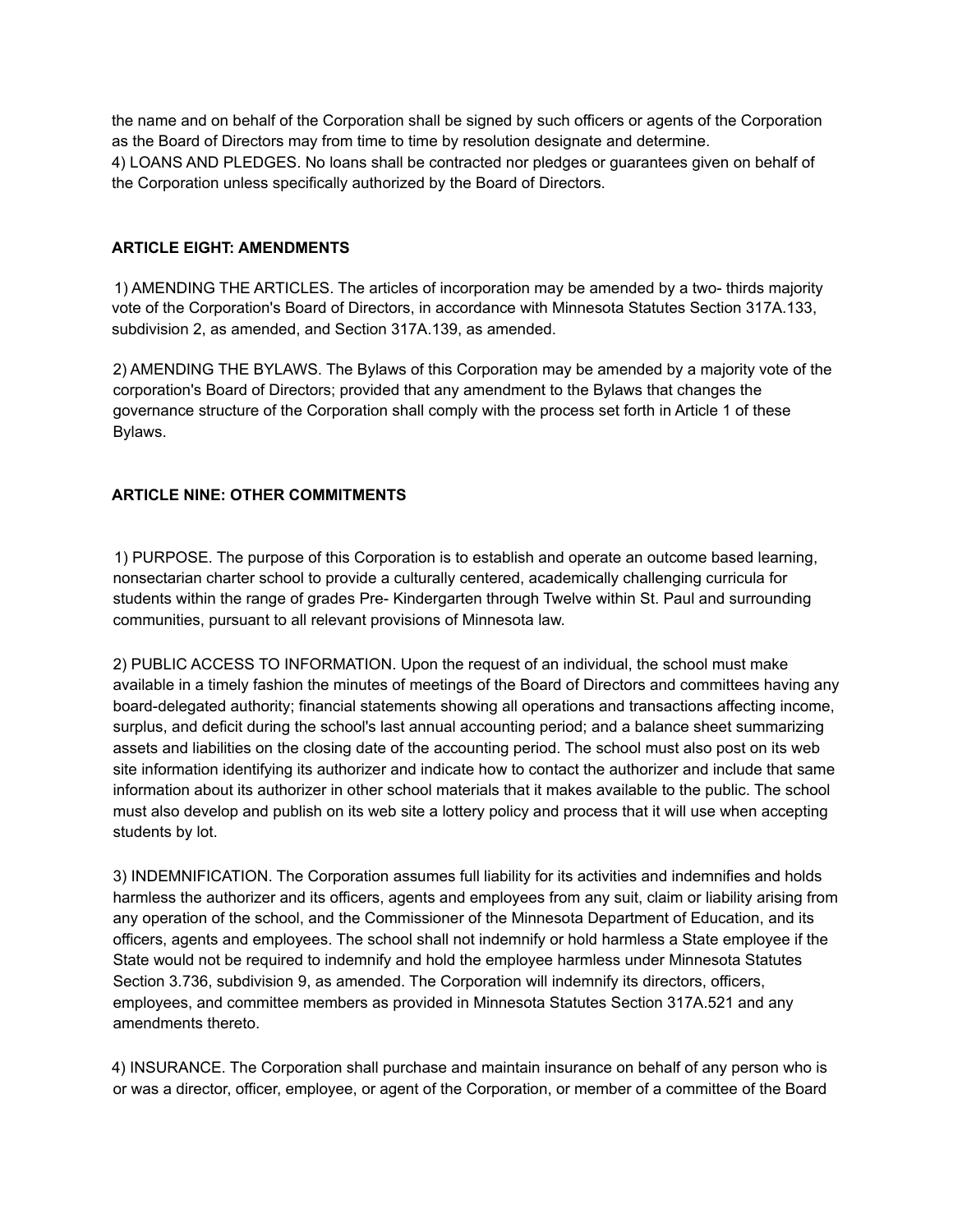the name and on behalf of the Corporation shall be signed by such officers or agents of the Corporation as the Board of Directors may from time to time by resolution designate and determine.
4) LOANS AND PLEDGES. No loans shall be contracted nor pledges or guarantees given on behalf of the Corporation unless specifically authorized by the Board of Directors.

**ARTICLE EIGHT: AMENDMENTS**

1) AMENDING THE ARTICLES. The articles of incorporation may be amended by a two- thirds majority vote of the Corporation's Board of Directors, in accordance with Minnesota Statutes Section 317A.133, subdivision 2, as amended, and Section 317A.139, as amended.

2) AMENDING THE BYLAWS. The Bylaws of this Corporation may be amended by a majority vote of the corporation's Board of Directors; provided that any amendment to the Bylaws that changes the governance structure of the Corporation shall comply with the process set forth in Article 1 of these Bylaws.

**ARTICLE NINE: OTHER COMMITMENTS**

1) PURPOSE. The purpose of this Corporation is to establish and operate an outcome based learning, nonsectarian charter school to provide a culturally centered, academically challenging curricula for students within the range of grades Pre- Kindergarten through Twelve within St. Paul and surrounding communities, pursuant to all relevant provisions of Minnesota law.

2) PUBLIC ACCESS TO INFORMATION. Upon the request of an individual, the school must make available in a timely fashion the minutes of meetings of the Board of Directors and committees having any board-delegated authority; financial statements showing all operations and transactions affecting income, surplus, and deficit during the school's last annual accounting period; and a balance sheet summarizing assets and liabilities on the closing date of the accounting period. The school must also post on its web site information identifying its authorizer and indicate how to contact the authorizer and include that same information about its authorizer in other school materials that it makes available to the public. The school must also develop and publish on its web site a lottery policy and process that it will use when accepting students by lot.

3) INDEMNIFICATION. The Corporation assumes full liability for its activities and indemnifies and holds harmless the authorizer and its officers, agents and employees from any suit, claim or liability arising from any operation of the school, and the Commissioner of the Minnesota Department of Education, and its officers, agents and employees. The school shall not indemnify or hold harmless a State employee if the State would not be required to indemnify and hold the employee harmless under Minnesota Statutes Section 3.736, subdivision 9, as amended. The Corporation will indemnify its directors, officers, employees, and committee members as provided in Minnesota Statutes Section 317A.521 and any amendments thereto.

4) INSURANCE. The Corporation shall purchase and maintain insurance on behalf of any person who is or was a director, officer, employee, or agent of the Corporation, or member of a committee of the Board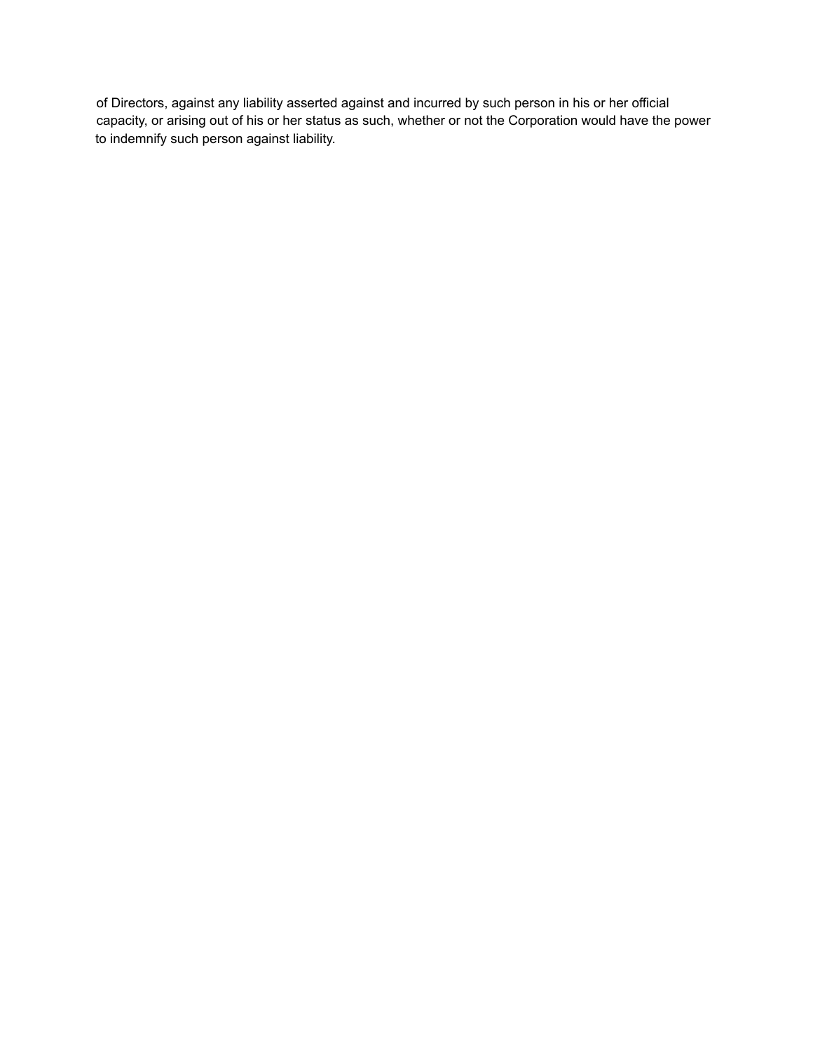of Directors, against any liability asserted against and incurred by such person in his or her official capacity, or arising out of his or her status as such, whether or not the Corporation would have the power to indemnify such person against liability.